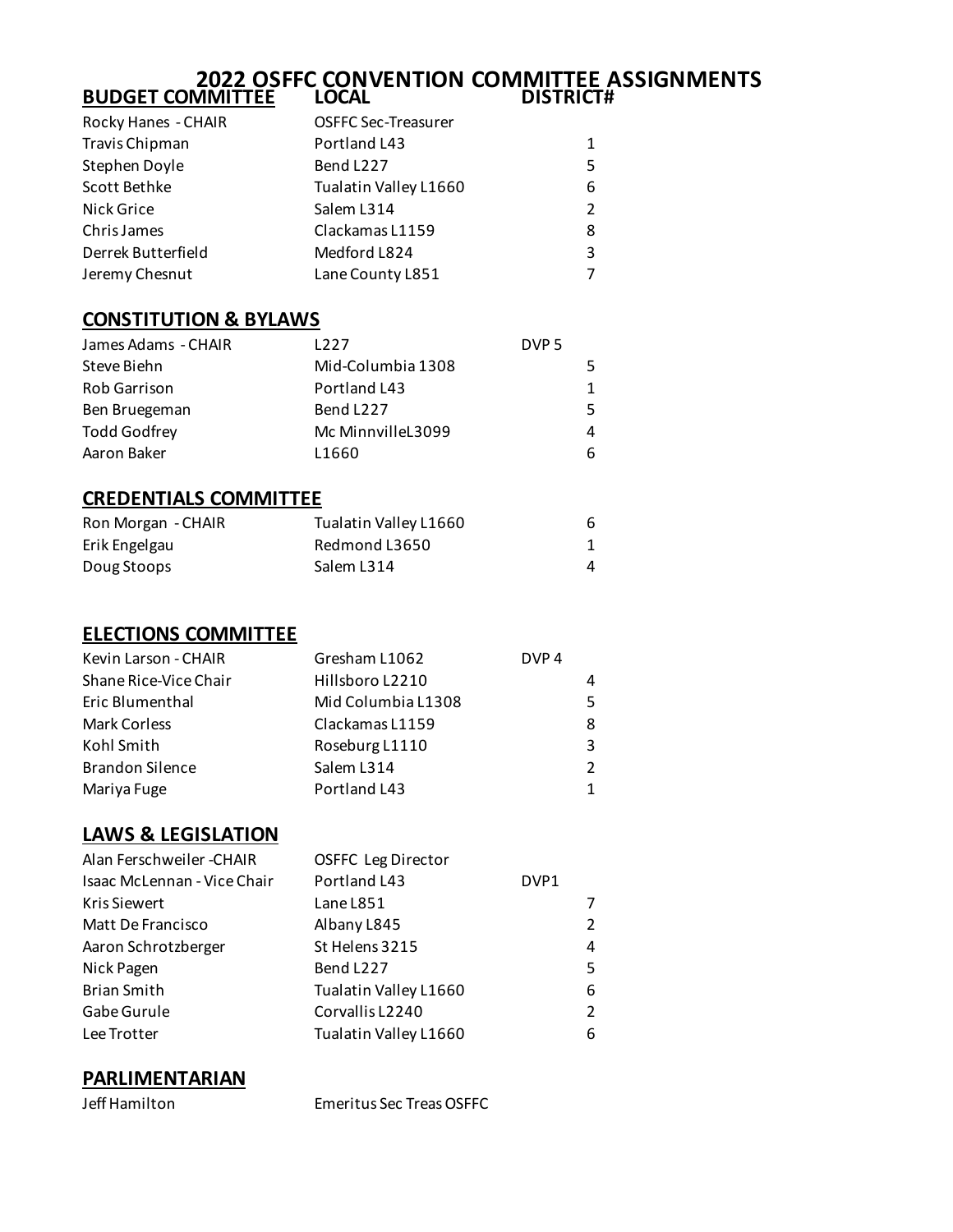# 2022 OSFFC CONVENTION COMMITTEE ASSIGNMENTS

## BUDGET COMMITTEE

| BUDGET COMMITTEE | LOCAL | DISTRICT# |
|---|---|---|
| Rocky Hanes - CHAIR | OSFFC Sec-Treasurer | |
| Travis Chipman | Portland L43 | 1 |
| Stephen Doyle | Bend L227 | 5 |
| Scott Bethke | Tualatin Valley L1660 | 6 |
| Nick Grice | Salem L314 | 2 |
| Chris James | Clackamas L1159 | 8 |
| Derrek Butterfield | Medford L824 | 3 |
| Jeremy Chesnut | Lane County L851 | 7 |

## CONSTITUTION & BYLAWS

| Name | Local | District# |
|---|---|---|
| James Adams - CHAIR | L227 | DVP 5 |
| Steve Biehn | Mid-Columbia 1308 | 5 |
| Rob Garrison | Portland L43 | 1 |
| Ben Bruegeman | Bend L227 | 5 |
| Todd Godfrey | Mc MinnvilleL3099 | 4 |
| Aaron Baker | L1660 | 6 |

## CREDENTIALS COMMITTEE

| Name | Local | District# |
|---|---|---|
| Ron Morgan - CHAIR | Tualatin Valley L1660 | 6 |
| Erik Engelgau | Redmond L3650 | 1 |
| Doug Stoops | Salem L314 | 4 |

## ELECTIONS COMMITTEE

| Name | Local | District# |
|---|---|---|
| Kevin Larson - CHAIR | Gresham L1062 | DVP 4 |
| Shane Rice-Vice Chair | Hillsboro L2210 | 4 |
| Eric Blumenthal | Mid Columbia L1308 | 5 |
| Mark Corless | Clackamas L1159 | 8 |
| Kohl Smith | Roseburg L1110 | 3 |
| Brandon Silence | Salem L314 | 2 |
| Mariya Fuge | Portland L43 | 1 |

## LAWS & LEGISLATION

| Name | Local | District# |
|---|---|---|
| Alan Ferschweiler -CHAIR | OSFFC Leg Director | |
| Isaac McLennan - Vice Chair | Portland L43 | DVP1 |
| Kris Siewert | Lane L851 | 7 |
| Matt De Francisco | Albany L845 | 2 |
| Aaron Schrotzberger | St Helens 3215 | 4 |
| Nick Pagen | Bend L227 | 5 |
| Brian Smith | Tualatin Valley L1660 | 6 |
| Gabe Gurule | Corvallis L2240 | 2 |
| Lee Trotter | Tualatin Valley L1660 | 6 |

## PARLIMENTARIAN

| Name | Local |
|---|---|
| Jeff Hamilton | Emeritus Sec Treas OSFFC |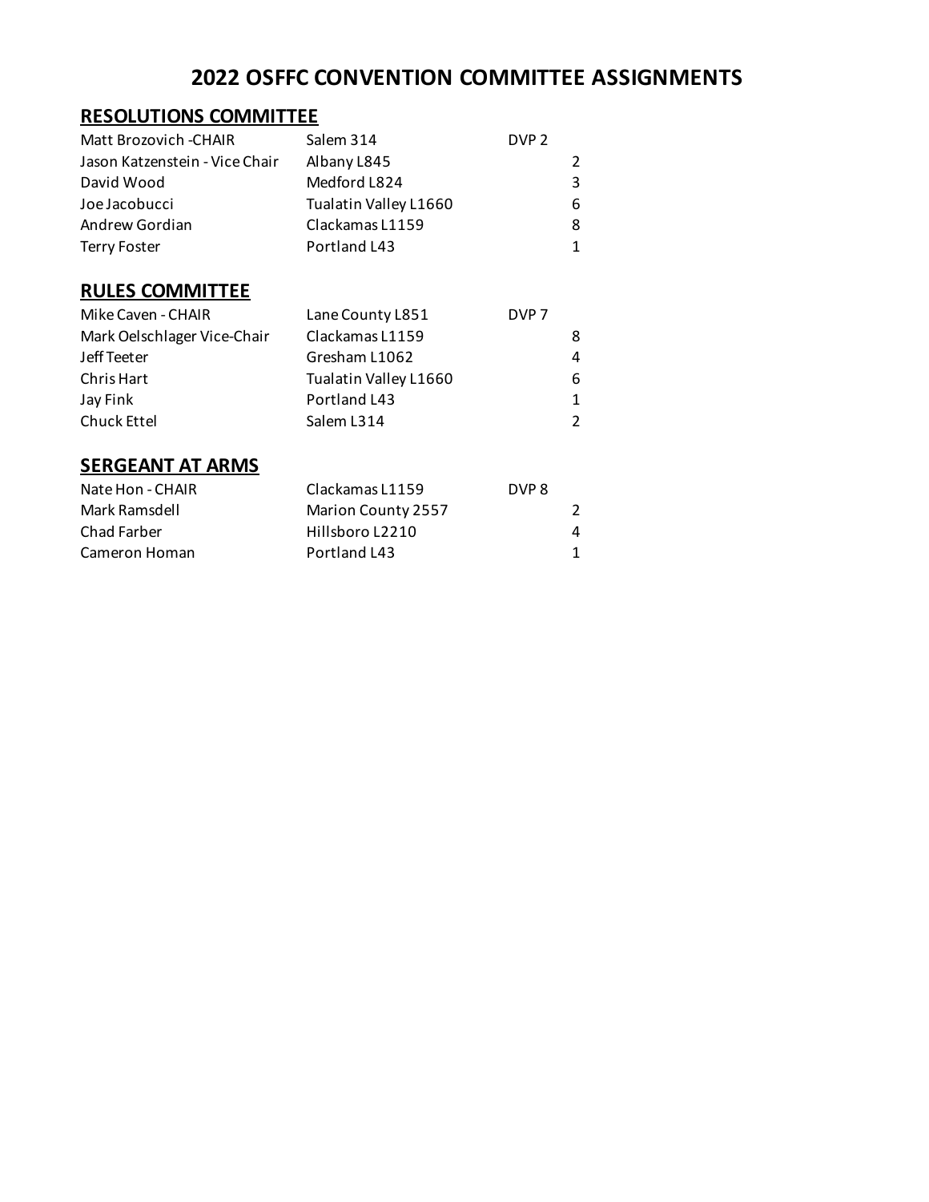# 2022 OSFFC CONVENTION COMMITTEE ASSIGNMENTS

## RESOLUTIONS COMMITTEE

| | | |
|---|---|---|
| Matt Brozovich -CHAIR | Salem 314 | DVP 2 |
| Jason Katzenstein - Vice Chair | Albany L845 | 2 |
| David Wood | Medford L824 | 3 |
| Joe Jacobucci | Tualatin Valley L1660 | 6 |
| Andrew Gordian | Clackamas L1159 | 8 |
| Terry Foster | Portland L43 | 1 |

## RULES COMMITTEE

| | | |
|---|---|---|
| Mike Caven - CHAIR | Lane County L851 | DVP 7 |
| Mark Oelschlager Vice-Chair | Clackamas L1159 | 8 |
| Jeff Teeter | Gresham L1062 | 4 |
| Chris Hart | Tualatin Valley L1660 | 6 |
| Jay Fink | Portland L43 | 1 |
| Chuck Ettel | Salem L314 | 2 |

## SERGEANT AT ARMS

| | | |
|---|---|---|
| Nate Hon - CHAIR | Clackamas L1159 | DVP 8 |
| Mark Ramsdell | Marion County 2557 | 2 |
| Chad Farber | Hillsboro L2210 | 4 |
| Cameron Homan | Portland L43 | 1 |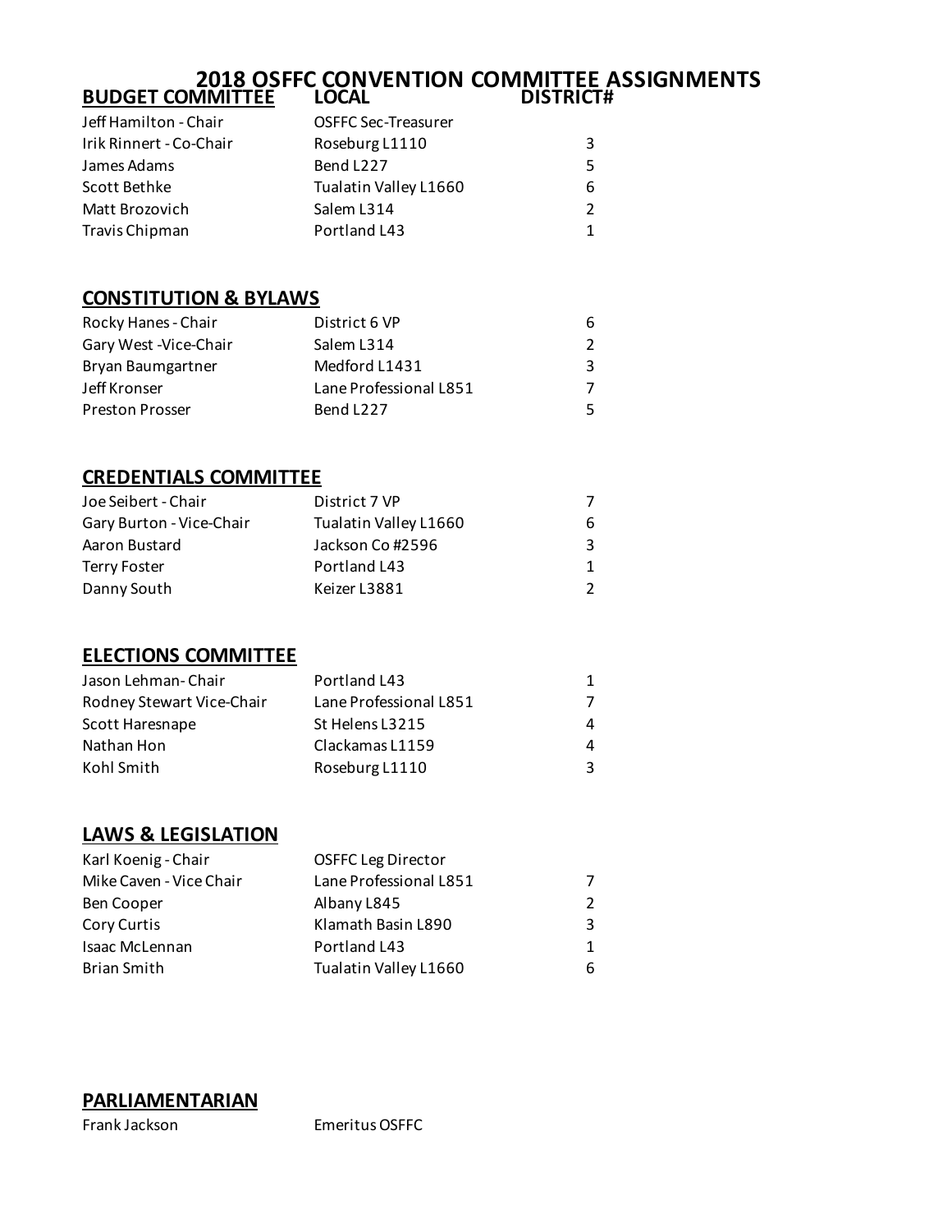# 2018 OSFFC CONVENTION COMMITTEE ASSIGNMENTS

## BUDGET COMMITTEE

| BUDGET COMMITTEE | LOCAL | DISTRICT# |
|---|---|---|
| Jeff Hamilton - Chair | OSFFC Sec-Treasurer | |
| Irik Rinnert - Co-Chair | Roseburg L1110 | 3 |
| James Adams | Bend L227 | 5 |
| Scott Bethke | Tualatin Valley L1660 | 6 |
| Matt Brozovich | Salem L314 | 2 |
| Travis Chipman | Portland L43 | 1 |

## CONSTITUTION & BYLAWS

| Name | Local | District# |
|---|---|---|
| Rocky Hanes - Chair | District 6 VP | 6 |
| Gary West -Vice-Chair | Salem L314 | 2 |
| Bryan Baumgartner | Medford L1431 | 3 |
| Jeff Kronser | Lane Professional L851 | 7 |
| Preston Prosser | Bend L227 | 5 |

## CREDENTIALS COMMITTEE

| Name | Local | District# |
|---|---|---|
| Joe Seibert - Chair | District 7 VP | 7 |
| Gary Burton - Vice-Chair | Tualatin Valley L1660 | 6 |
| Aaron Bustard | Jackson Co #2596 | 3 |
| Terry Foster | Portland L43 | 1 |
| Danny South | Keizer L3881 | 2 |

## ELECTIONS COMMITTEE

| Name | Local | District# |
|---|---|---|
| Jason Lehman- Chair | Portland L43 | 1 |
| Rodney Stewart Vice-Chair | Lane Professional L851 | 7 |
| Scott Haresnape | St Helens L3215 | 4 |
| Nathan Hon | Clackamas L1159 | 4 |
| Kohl Smith | Roseburg L1110 | 3 |

## LAWS & LEGISLATION

| Name | Local | District# |
|---|---|---|
| Karl Koenig - Chair | OSFFC Leg Director | |
| Mike Caven - Vice Chair | Lane Professional L851 | 7 |
| Ben Cooper | Albany L845 | 2 |
| Cory Curtis | Klamath Basin L890 | 3 |
| Isaac McLennan | Portland L43 | 1 |
| Brian Smith | Tualatin Valley L1660 | 6 |

## PARLIAMENTARIAN

| Name | Local |
|---|---|
| Frank Jackson | Emeritus OSFFC |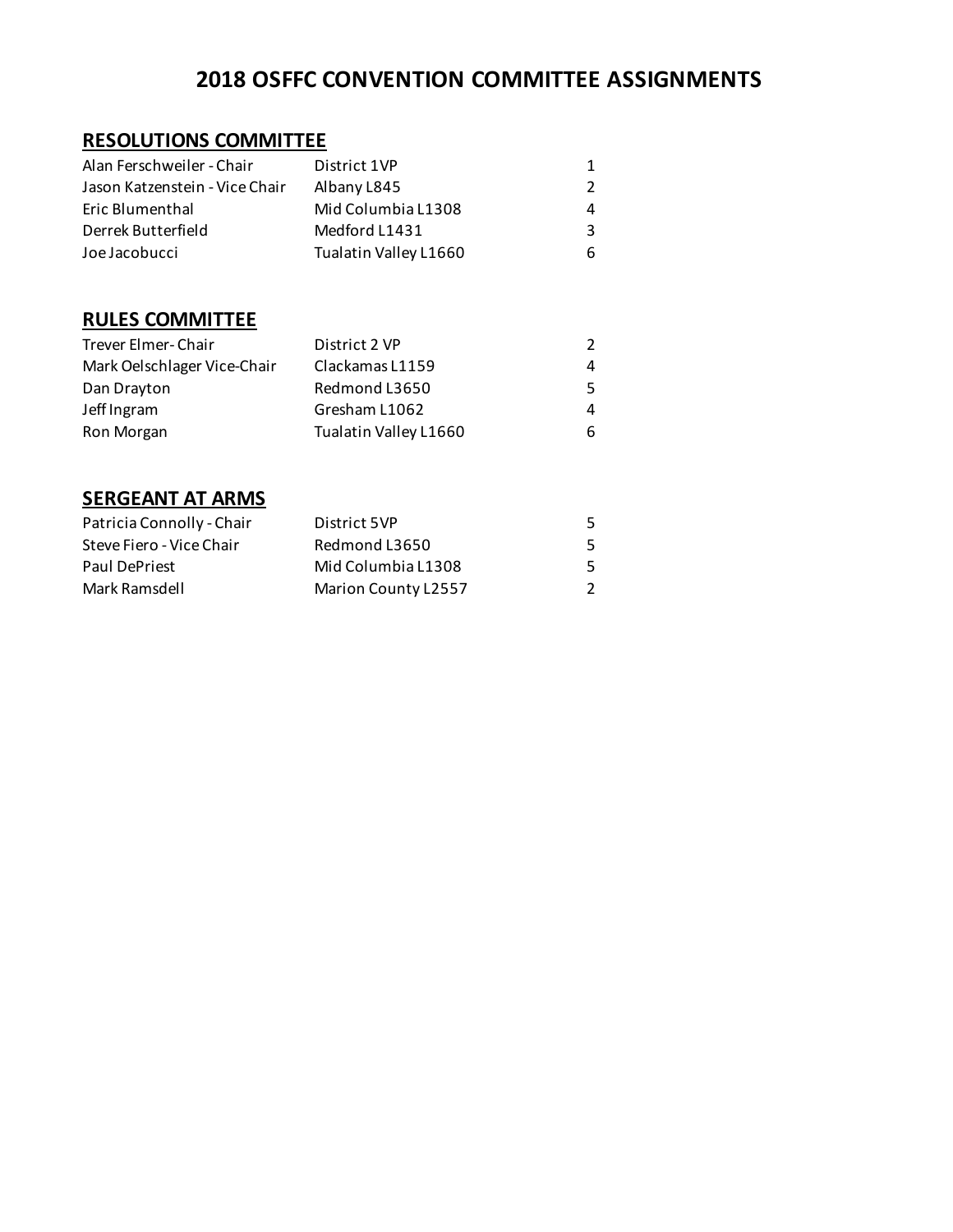# 2018 OSFFC CONVENTION COMMITTEE ASSIGNMENTS

## RESOLUTIONS COMMITTEE

| | | |
|---|---|---|
| Alan Ferschweiler - Chair | District 1VP | 1 |
| Jason Katzenstein - Vice Chair | Albany L845 | 2 |
| Eric Blumenthal | Mid Columbia L1308 | 4 |
| Derrek Butterfield | Medford L1431 | 3 |
| Joe Jacobucci | Tualatin Valley L1660 | 6 |

## RULES COMMITTEE

| | | |
|---|---|---|
| Trever Elmer- Chair | District 2 VP | 2 |
| Mark Oelschlager Vice-Chair | Clackamas L1159 | 4 |
| Dan Drayton | Redmond L3650 | 5 |
| Jeff Ingram | Gresham L1062 | 4 |
| Ron Morgan | Tualatin Valley L1660 | 6 |

## SERGEANT AT ARMS

| | | |
|---|---|---|
| Patricia Connolly - Chair | District 5VP | 5 |
| Steve Fiero - Vice Chair | Redmond L3650 | 5 |
| Paul DePriest | Mid Columbia L1308 | 5 |
| Mark Ramsdell | Marion County L2557 | 2 |